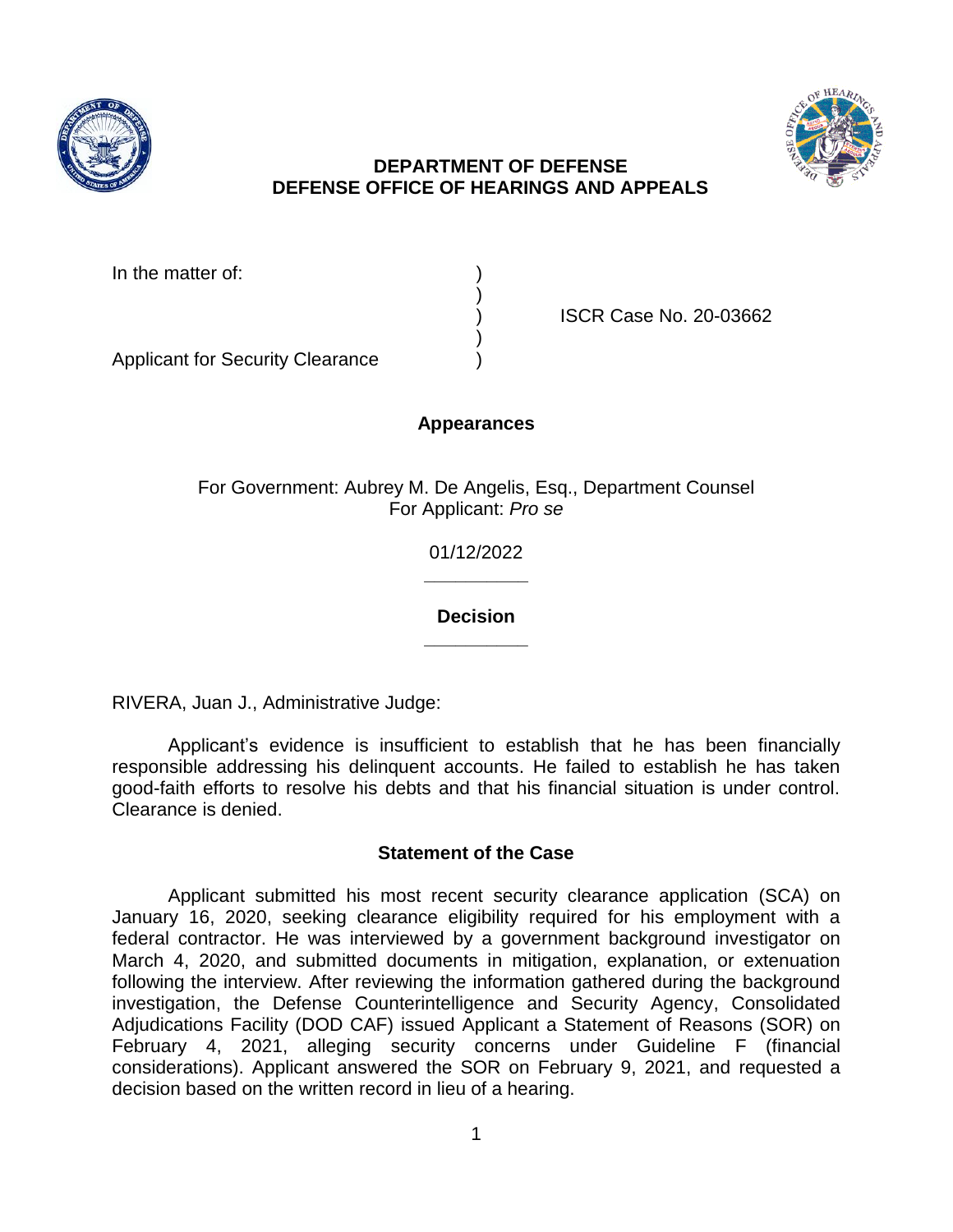**DEPARTMENT OF DEFENSE**
**DEFENSE OFFICE OF HEARINGS AND APPEALS**

| | | |
|---|---|---|
| In the matter of: | ) | |
| | ) | |
| | ) | ISCR Case No. 20-03662 |
| | ) | |
| Applicant for Security Clearance | ) | |

## Appearances

For Government: Aubrey M. De Angelis, Esq., Department Counsel
For Applicant: *Pro se*

01/12/2022

______________

## Decision

______________

RIVERA, Juan J., Administrative Judge:

Applicant's evidence is insufficient to establish that he has been financially responsible addressing his delinquent accounts. He failed to establish he has taken good-faith efforts to resolve his debts and that his financial situation is under control. Clearance is denied.

## Statement of the Case

Applicant submitted his most recent security clearance application (SCA) on January 16, 2020, seeking clearance eligibility required for his employment with a federal contractor. He was interviewed by a government background investigator on March 4, 2020, and submitted documents in mitigation, explanation, or extenuation following the interview. After reviewing the information gathered during the background investigation, the Defense Counterintelligence and Security Agency, Consolidated Adjudications Facility (DOD CAF) issued Applicant a Statement of Reasons (SOR) on February 4, 2021, alleging security concerns under Guideline F (financial considerations). Applicant answered the SOR on February 9, 2021, and requested a decision based on the written record in lieu of a hearing.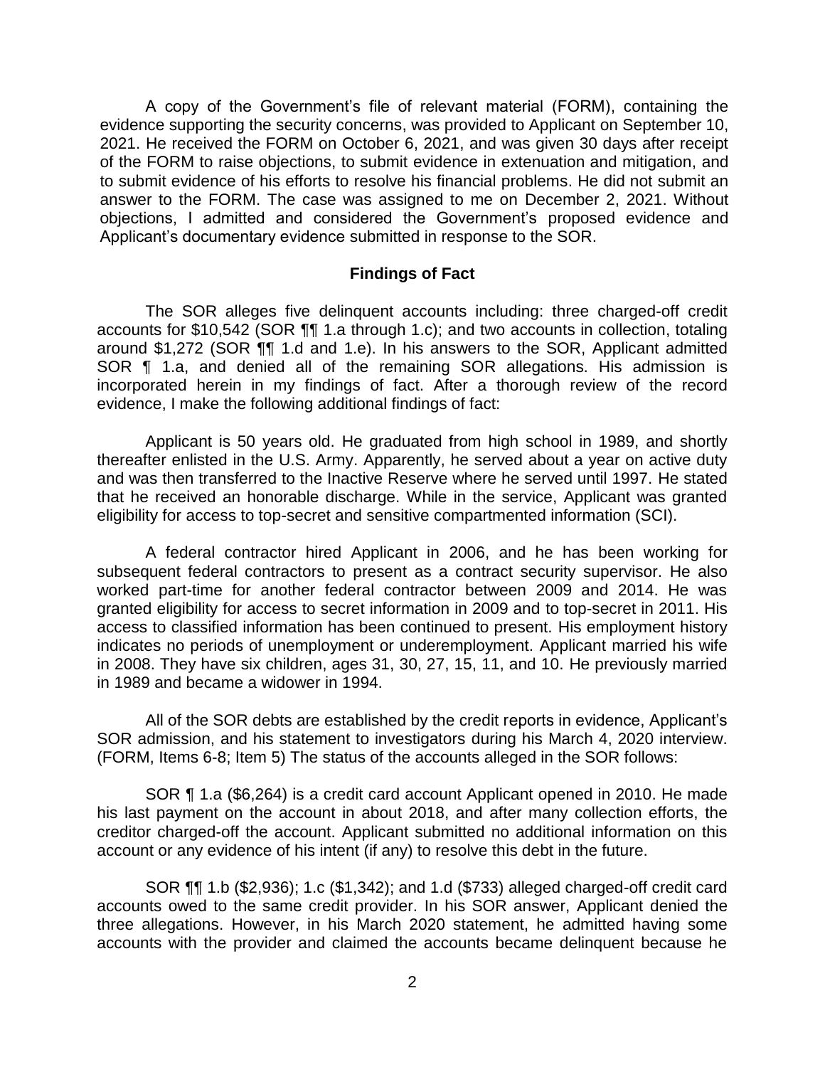A copy of the Government's file of relevant material (FORM), containing the evidence supporting the security concerns, was provided to Applicant on September 10, 2021. He received the FORM on October 6, 2021, and was given 30 days after receipt of the FORM to raise objections, to submit evidence in extenuation and mitigation, and to submit evidence of his efforts to resolve his financial problems. He did not submit an answer to the FORM. The case was assigned to me on December 2, 2021. Without objections, I admitted and considered the Government's proposed evidence and Applicant's documentary evidence submitted in response to the SOR.

## Findings of Fact

The SOR alleges five delinquent accounts including: three charged-off credit accounts for $10,542 (SOR ¶¶ 1.a through 1.c); and two accounts in collection, totaling around $1,272 (SOR ¶¶ 1.d and 1.e). In his answers to the SOR, Applicant admitted SOR ¶ 1.a, and denied all of the remaining SOR allegations. His admission is incorporated herein in my findings of fact. After a thorough review of the record evidence, I make the following additional findings of fact:

Applicant is 50 years old. He graduated from high school in 1989, and shortly thereafter enlisted in the U.S. Army. Apparently, he served about a year on active duty and was then transferred to the Inactive Reserve where he served until 1997. He stated that he received an honorable discharge. While in the service, Applicant was granted eligibility for access to top-secret and sensitive compartmented information (SCI).

A federal contractor hired Applicant in 2006, and he has been working for subsequent federal contractors to present as a contract security supervisor. He also worked part-time for another federal contractor between 2009 and 2014. He was granted eligibility for access to secret information in 2009 and to top-secret in 2011. His access to classified information has been continued to present. His employment history indicates no periods of unemployment or underemployment. Applicant married his wife in 2008. They have six children, ages 31, 30, 27, 15, 11, and 10. He previously married in 1989 and became a widower in 1994.

All of the SOR debts are established by the credit reports in evidence, Applicant's SOR admission, and his statement to investigators during his March 4, 2020 interview. (FORM, Items 6-8; Item 5) The status of the accounts alleged in the SOR follows:

SOR ¶ 1.a ($6,264) is a credit card account Applicant opened in 2010. He made his last payment on the account in about 2018, and after many collection efforts, the creditor charged-off the account. Applicant submitted no additional information on this account or any evidence of his intent (if any) to resolve this debt in the future.

SOR ¶¶ 1.b ($2,936); 1.c ($1,342); and 1.d ($733) alleged charged-off credit card accounts owed to the same credit provider. In his SOR answer, Applicant denied the three allegations. However, in his March 2020 statement, he admitted having some accounts with the provider and claimed the accounts became delinquent because he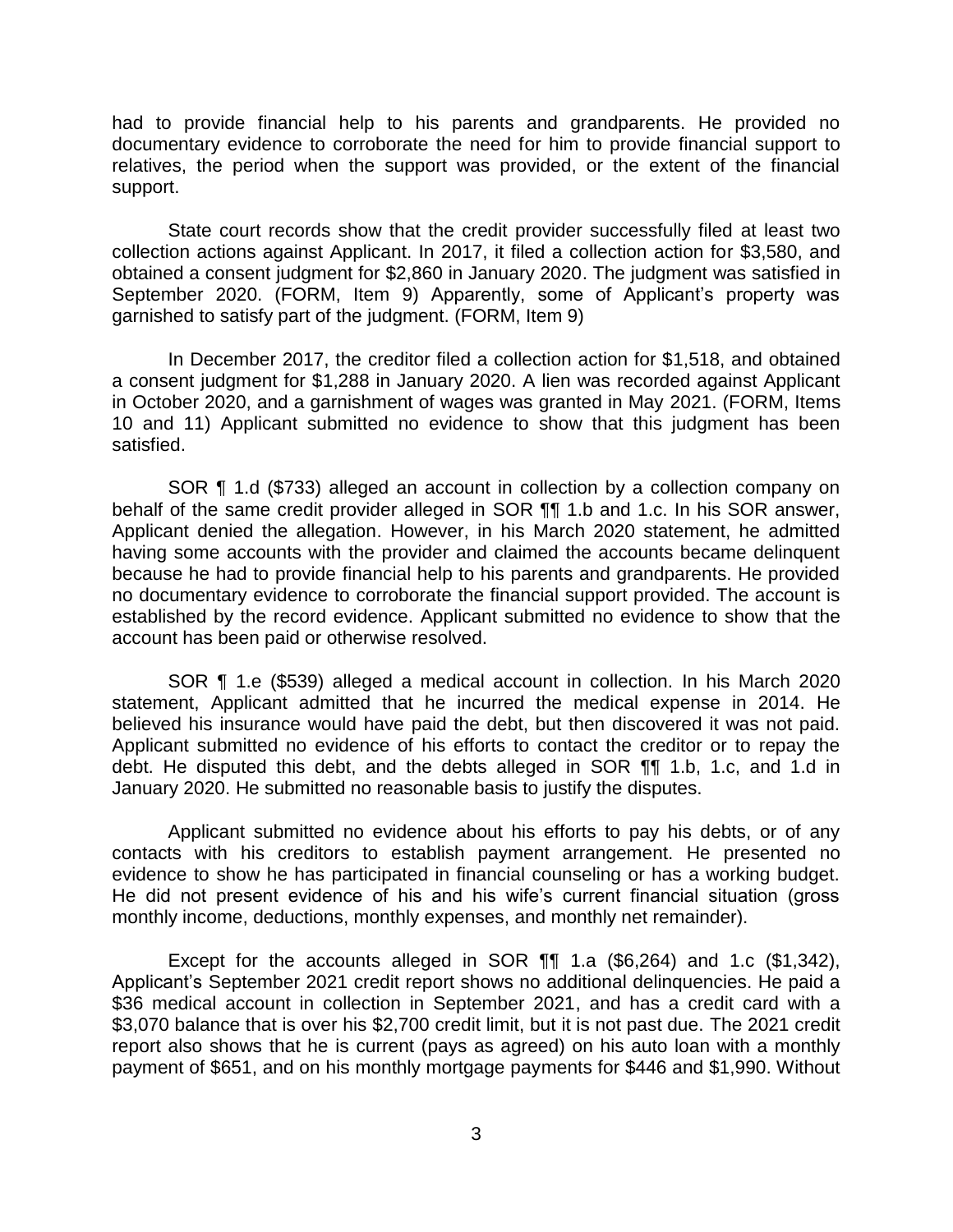had to provide financial help to his parents and grandparents. He provided no documentary evidence to corroborate the need for him to provide financial support to relatives, the period when the support was provided, or the extent of the financial support.

State court records show that the credit provider successfully filed at least two collection actions against Applicant. In 2017, it filed a collection action for $3,580, and obtained a consent judgment for $2,860 in January 2020. The judgment was satisfied in September 2020. (FORM, Item 9) Apparently, some of Applicant's property was garnished to satisfy part of the judgment. (FORM, Item 9)

In December 2017, the creditor filed a collection action for $1,518, and obtained a consent judgment for $1,288 in January 2020. A lien was recorded against Applicant in October 2020, and a garnishment of wages was granted in May 2021. (FORM, Items 10 and 11) Applicant submitted no evidence to show that this judgment has been satisfied.

SOR ¶ 1.d ($733) alleged an account in collection by a collection company on behalf of the same credit provider alleged in SOR ¶¶ 1.b and 1.c. In his SOR answer, Applicant denied the allegation. However, in his March 2020 statement, he admitted having some accounts with the provider and claimed the accounts became delinquent because he had to provide financial help to his parents and grandparents. He provided no documentary evidence to corroborate the financial support provided. The account is established by the record evidence. Applicant submitted no evidence to show that the account has been paid or otherwise resolved.

SOR ¶ 1.e ($539) alleged a medical account in collection. In his March 2020 statement, Applicant admitted that he incurred the medical expense in 2014. He believed his insurance would have paid the debt, but then discovered it was not paid. Applicant submitted no evidence of his efforts to contact the creditor or to repay the debt. He disputed this debt, and the debts alleged in SOR ¶¶ 1.b, 1.c, and 1.d in January 2020. He submitted no reasonable basis to justify the disputes.

Applicant submitted no evidence about his efforts to pay his debts, or of any contacts with his creditors to establish payment arrangement. He presented no evidence to show he has participated in financial counseling or has a working budget. He did not present evidence of his and his wife's current financial situation (gross monthly income, deductions, monthly expenses, and monthly net remainder).

Except for the accounts alleged in SOR ¶¶ 1.a ($6,264) and 1.c ($1,342), Applicant's September 2021 credit report shows no additional delinquencies. He paid a $36 medical account in collection in September 2021, and has a credit card with a $3,070 balance that is over his $2,700 credit limit, but it is not past due. The 2021 credit report also shows that he is current (pays as agreed) on his auto loan with a monthly payment of $651, and on his monthly mortgage payments for $446 and $1,990. Without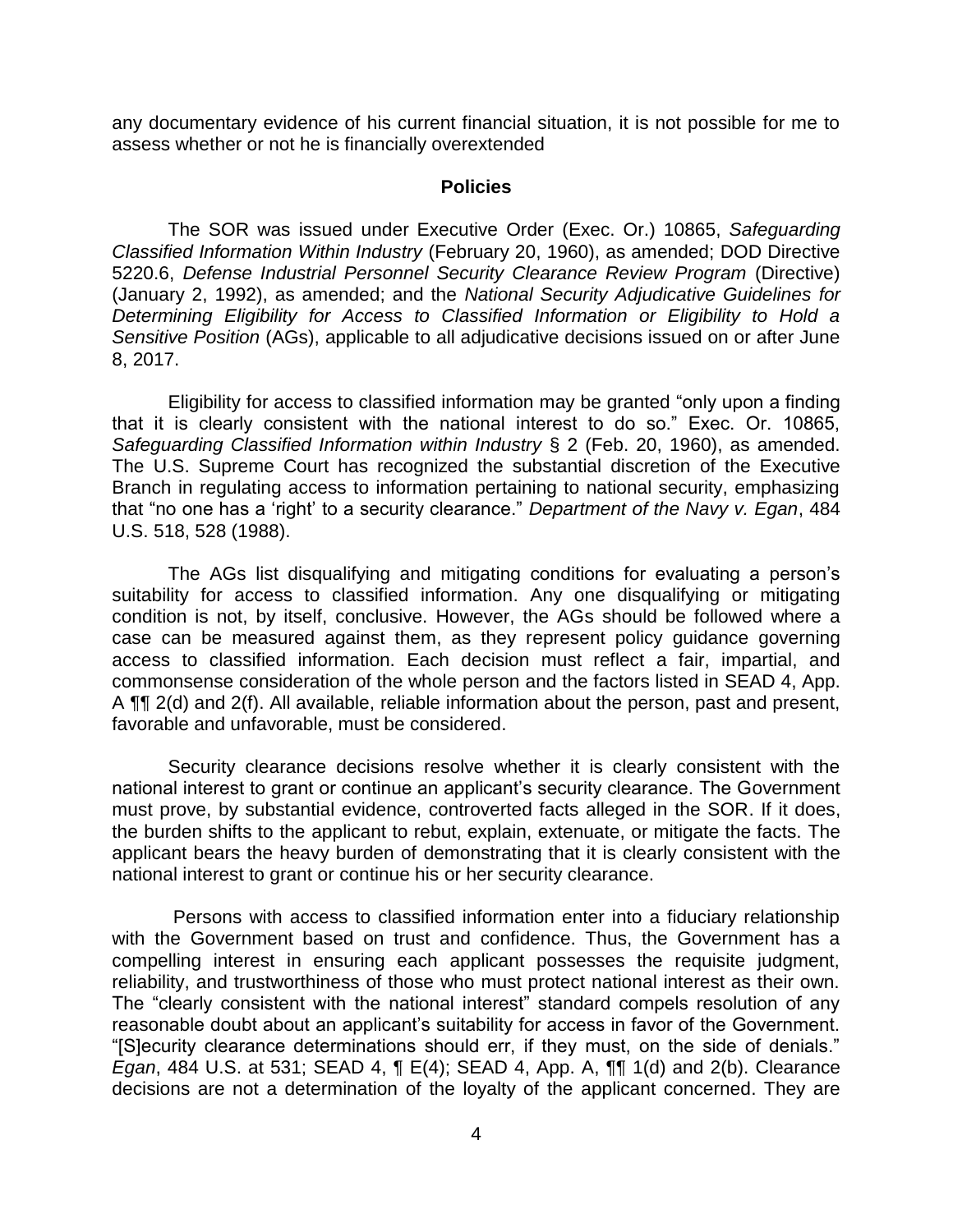any documentary evidence of his current financial situation, it is not possible for me to assess whether or not he is financially overextended

## Policies

The SOR was issued under Executive Order (Exec. Or.) 10865, *Safeguarding Classified Information Within Industry* (February 20, 1960), as amended; DOD Directive 5220.6, *Defense Industrial Personnel Security Clearance Review Program* (Directive) (January 2, 1992), as amended; and the *National Security Adjudicative Guidelines for Determining Eligibility for Access to Classified Information or Eligibility to Hold a Sensitive Position* (AGs), applicable to all adjudicative decisions issued on or after June 8, 2017.

Eligibility for access to classified information may be granted "only upon a finding that it is clearly consistent with the national interest to do so." Exec. Or. 10865, *Safeguarding Classified Information within Industry* § 2 (Feb. 20, 1960), as amended. The U.S. Supreme Court has recognized the substantial discretion of the Executive Branch in regulating access to information pertaining to national security, emphasizing that "no one has a 'right' to a security clearance." *Department of the Navy v. Egan*, 484 U.S. 518, 528 (1988).

The AGs list disqualifying and mitigating conditions for evaluating a person's suitability for access to classified information. Any one disqualifying or mitigating condition is not, by itself, conclusive. However, the AGs should be followed where a case can be measured against them, as they represent policy guidance governing access to classified information. Each decision must reflect a fair, impartial, and commonsense consideration of the whole person and the factors listed in SEAD 4, App. A ¶¶ 2(d) and 2(f). All available, reliable information about the person, past and present, favorable and unfavorable, must be considered.

Security clearance decisions resolve whether it is clearly consistent with the national interest to grant or continue an applicant's security clearance. The Government must prove, by substantial evidence, controverted facts alleged in the SOR. If it does, the burden shifts to the applicant to rebut, explain, extenuate, or mitigate the facts. The applicant bears the heavy burden of demonstrating that it is clearly consistent with the national interest to grant or continue his or her security clearance.

Persons with access to classified information enter into a fiduciary relationship with the Government based on trust and confidence. Thus, the Government has a compelling interest in ensuring each applicant possesses the requisite judgment, reliability, and trustworthiness of those who must protect national interest as their own. The "clearly consistent with the national interest" standard compels resolution of any reasonable doubt about an applicant's suitability for access in favor of the Government. "[S]ecurity clearance determinations should err, if they must, on the side of denials." *Egan*, 484 U.S. at 531; SEAD 4, ¶ E(4); SEAD 4, App. A, ¶¶ 1(d) and 2(b). Clearance decisions are not a determination of the loyalty of the applicant concerned. They are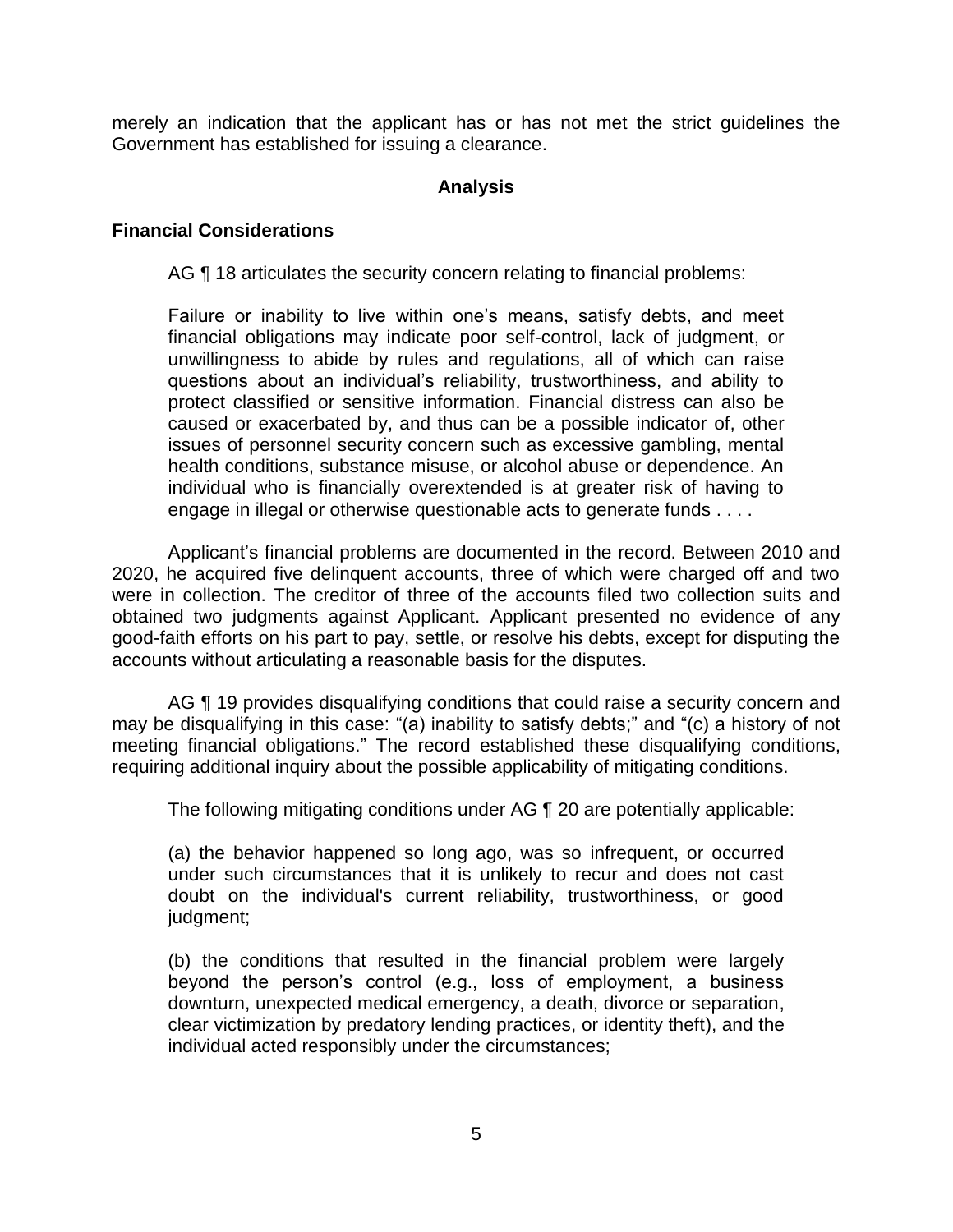merely an indication that the applicant has or has not met the strict guidelines the Government has established for issuing a clearance.

## Analysis

### Financial Considerations

AG ¶ 18 articulates the security concern relating to financial problems:

> Failure or inability to live within one's means, satisfy debts, and meet financial obligations may indicate poor self-control, lack of judgment, or unwillingness to abide by rules and regulations, all of which can raise questions about an individual's reliability, trustworthiness, and ability to protect classified or sensitive information. Financial distress can also be caused or exacerbated by, and thus can be a possible indicator of, other issues of personnel security concern such as excessive gambling, mental health conditions, substance misuse, or alcohol abuse or dependence. An individual who is financially overextended is at greater risk of having to engage in illegal or otherwise questionable acts to generate funds . . . .

Applicant's financial problems are documented in the record. Between 2010 and 2020, he acquired five delinquent accounts, three of which were charged off and two were in collection. The creditor of three of the accounts filed two collection suits and obtained two judgments against Applicant. Applicant presented no evidence of any good-faith efforts on his part to pay, settle, or resolve his debts, except for disputing the accounts without articulating a reasonable basis for the disputes.

AG ¶ 19 provides disqualifying conditions that could raise a security concern and may be disqualifying in this case: "(a) inability to satisfy debts;" and "(c) a history of not meeting financial obligations." The record established these disqualifying conditions, requiring additional inquiry about the possible applicability of mitigating conditions.

The following mitigating conditions under AG ¶ 20 are potentially applicable:

> (a) the behavior happened so long ago, was so infrequent, or occurred under such circumstances that it is unlikely to recur and does not cast doubt on the individual's current reliability, trustworthiness, or good judgment;
>
> (b) the conditions that resulted in the financial problem were largely beyond the person's control (e.g., loss of employment, a business downturn, unexpected medical emergency, a death, divorce or separation, clear victimization by predatory lending practices, or identity theft), and the individual acted responsibly under the circumstances;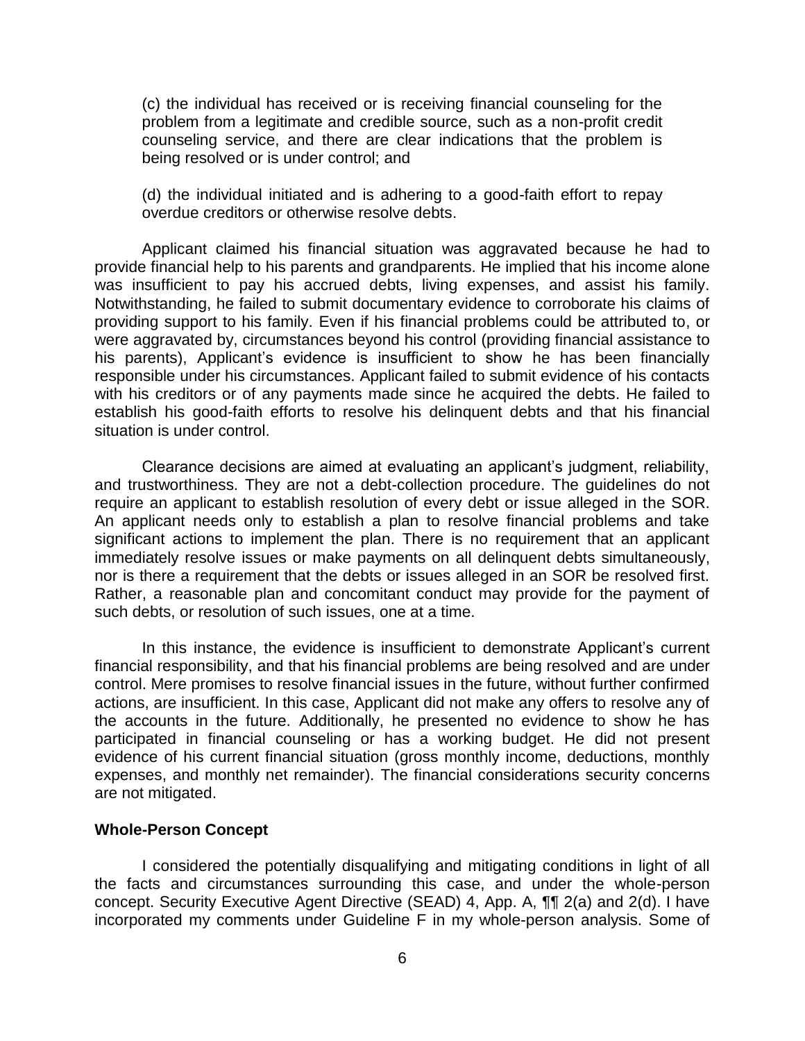(c) the individual has received or is receiving financial counseling for the problem from a legitimate and credible source, such as a non-profit credit counseling service, and there are clear indications that the problem is being resolved or is under control; and

(d) the individual initiated and is adhering to a good-faith effort to repay overdue creditors or otherwise resolve debts.

Applicant claimed his financial situation was aggravated because he had to provide financial help to his parents and grandparents. He implied that his income alone was insufficient to pay his accrued debts, living expenses, and assist his family. Notwithstanding, he failed to submit documentary evidence to corroborate his claims of providing support to his family. Even if his financial problems could be attributed to, or were aggravated by, circumstances beyond his control (providing financial assistance to his parents), Applicant's evidence is insufficient to show he has been financially responsible under his circumstances. Applicant failed to submit evidence of his contacts with his creditors or of any payments made since he acquired the debts. He failed to establish his good-faith efforts to resolve his delinquent debts and that his financial situation is under control.

Clearance decisions are aimed at evaluating an applicant's judgment, reliability, and trustworthiness. They are not a debt-collection procedure. The guidelines do not require an applicant to establish resolution of every debt or issue alleged in the SOR. An applicant needs only to establish a plan to resolve financial problems and take significant actions to implement the plan. There is no requirement that an applicant immediately resolve issues or make payments on all delinquent debts simultaneously, nor is there a requirement that the debts or issues alleged in an SOR be resolved first. Rather, a reasonable plan and concomitant conduct may provide for the payment of such debts, or resolution of such issues, one at a time.

In this instance, the evidence is insufficient to demonstrate Applicant's current financial responsibility, and that his financial problems are being resolved and are under control. Mere promises to resolve financial issues in the future, without further confirmed actions, are insufficient. In this case, Applicant did not make any offers to resolve any of the accounts in the future. Additionally, he presented no evidence to show he has participated in financial counseling or has a working budget. He did not present evidence of his current financial situation (gross monthly income, deductions, monthly expenses, and monthly net remainder). The financial considerations security concerns are not mitigated.

## Whole-Person Concept

I considered the potentially disqualifying and mitigating conditions in light of all the facts and circumstances surrounding this case, and under the whole-person concept. Security Executive Agent Directive (SEAD) 4, App. A, ¶¶ 2(a) and 2(d). I have incorporated my comments under Guideline F in my whole-person analysis. Some of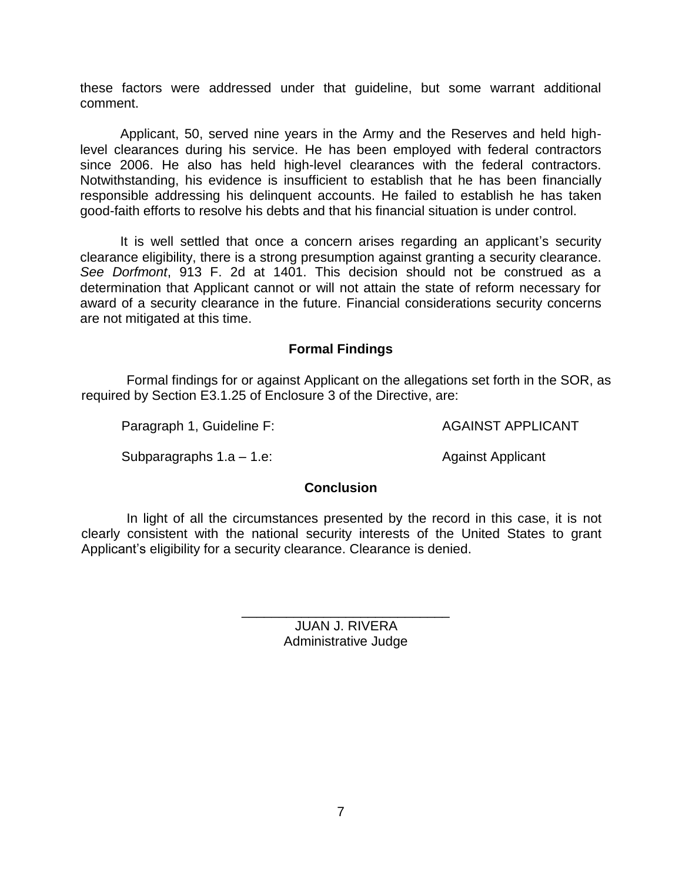these factors were addressed under that guideline, but some warrant additional comment.

Applicant, 50, served nine years in the Army and the Reserves and held high-level clearances during his service. He has been employed with federal contractors since 2006. He also has held high-level clearances with the federal contractors. Notwithstanding, his evidence is insufficient to establish that he has been financially responsible addressing his delinquent accounts. He failed to establish he has taken good-faith efforts to resolve his debts and that his financial situation is under control.

It is well settled that once a concern arises regarding an applicant's security clearance eligibility, there is a strong presumption against granting a security clearance. *See Dorfmont*, 913 F. 2d at 1401. This decision should not be construed as a determination that Applicant cannot or will not attain the state of reform necessary for award of a security clearance in the future. Financial considerations security concerns are not mitigated at this time.

## Formal Findings

Formal findings for or against Applicant on the allegations set forth in the SOR, as required by Section E3.1.25 of Enclosure 3 of the Directive, are:

| | |
|---|---|
| Paragraph 1, Guideline F: | AGAINST APPLICANT |
| Subparagraphs 1.a – 1.e: | Against Applicant |

## Conclusion

In light of all the circumstances presented by the record in this case, it is not clearly consistent with the national security interests of the United States to grant Applicant's eligibility for a security clearance. Clearance is denied.

\_\_\_\_\_\_\_\_\_\_\_\_\_\_\_\_\_\_\_\_\_\_\_\_\_\_\_\_\_\_

JUAN J. RIVERA
Administrative Judge